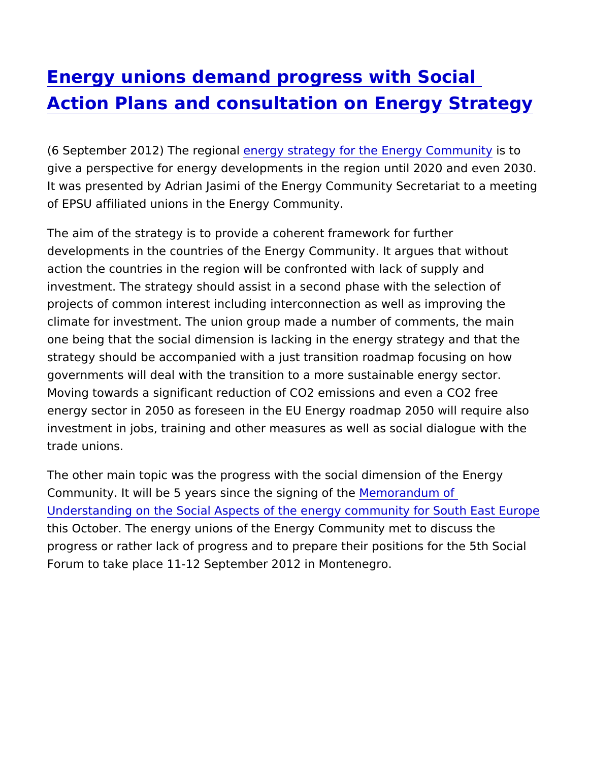# Energy unions demand progress with Social Action Plans and consultation on Energy Strategy

(6 September 2012) The regional energy strategy for the Energy Community is to give a perspective for energy developments in the region until 2020 and even 2030. It was presented by Adrian Jasimi of the Energy Community Secretariat to a meeting of EPSU affiliated unions in the Energy Community.

The aim of the strategy is to provide a coherent framework for further developments in the countries of the Energy Community. It argues that without action the countries in the region will be confronted with lack of supply and investment. The strategy should assist in a second phase with the selection of projects of common interest including interconnection as well as improving the climate for investment. The union group made a number of comments, the main one being that the social dimension is lacking in the energy strategy and that the strategy should be accompanied with a just transition roadmap focusing on how governments will deal with the transition to a more sustainable energy sector. Moving towards a significant reduction of $CO_2$ emissions and even a $CO_2$ free energy sector in 2050 as foreseen in the EU Energy roadmap 2050 will require also investment in jobs, training and other measures as well as social dialogue with the trade unions.

The other main topic was the progress with the social dimension of the Energy Community. It will be 5 years since the signing of the Memorandum of Understanding on the Social Aspects of the energy community for South East Europe this October. The energy unions of the Energy Community met to discuss the progress or rather lack of progress and to prepare their positions for the 5th Social Forum to take place 11-12 September 2012 in Montenegro.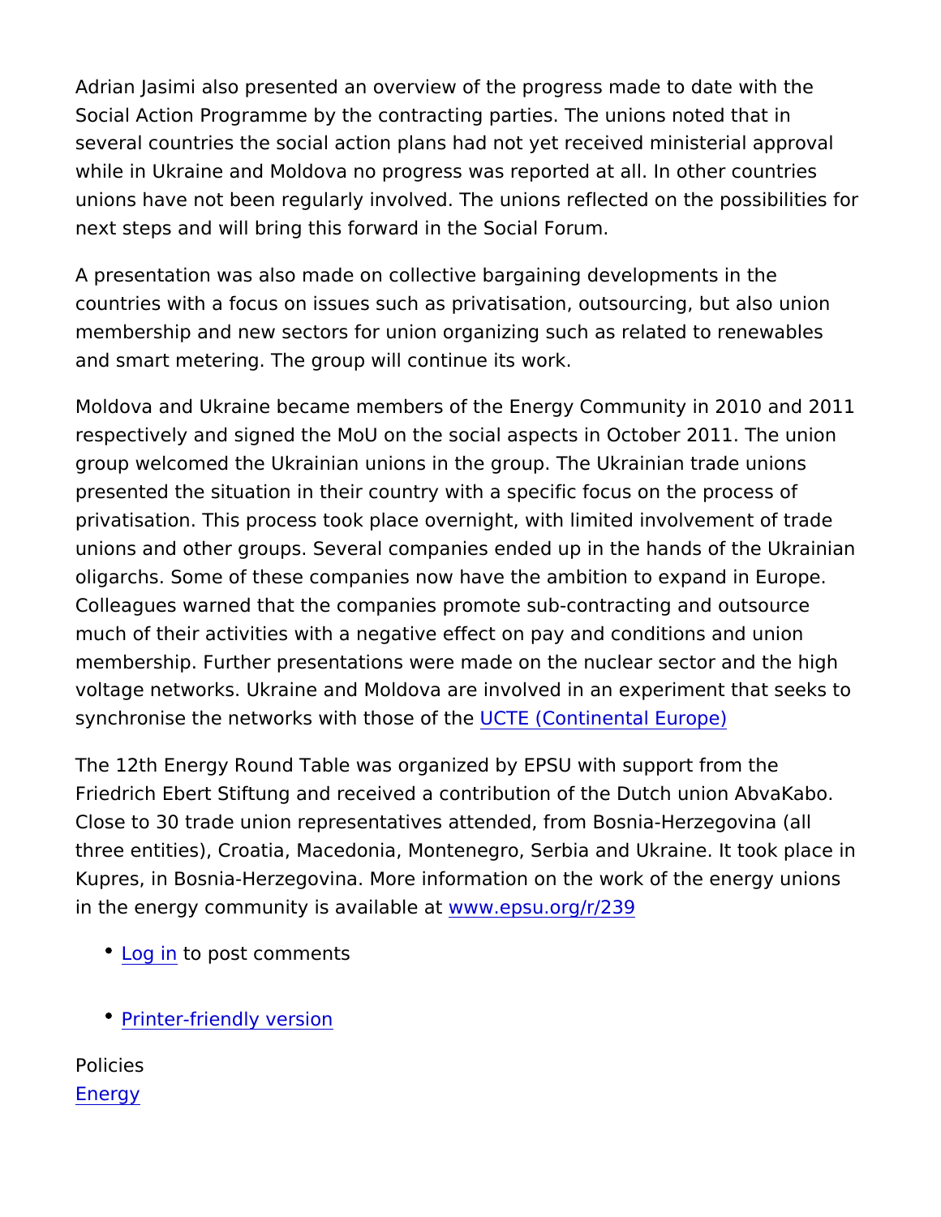Adrian Jasimi also presented an overview of the progress made to date with the Social Action Programme by the contracting parties. The unions noted that in several countries the social action plans had not yet received ministerial approval while in Ukraine and Moldova no progress was reported at all. In other countries unions have not been regularly involved. The unions reflected on the possibilities for next steps and will bring this forward in the Social Forum.

A presentation was also made on collective bargaining developments in the countries with a focus on issues such as privatisation, outsourcing, but also union membership and new sectors for union organizing such as related to renewables and smart metering. The group will continue its work.

Moldova and Ukraine became members of the Energy Community in 2010 and 2011 respectively and signed the MoU on the social aspects in October 2011. The union group welcomed the Ukrainian unions in the group. The Ukrainian trade unions presented the situation in their country with a specific focus on the process of privatisation. This process took place overnight, with limited involvement of trade unions and other groups. Several companies ended up in the hands of the Ukrainian oligarchs. Some of these companies now have the ambition to expand in Europe. Colleagues warned that the companies promote sub-contracting and outsource much of their activities with a negative effect on pay and conditions and union membership. Further presentations were made on the nuclear sector and the high voltage networks. Ukraine and Moldova are involved in an experiment that seeks to synchronise the networks with those of the UCTE (Continental Europe)

The 12th Energy Round Table was organized by EPSU with support from the Friedrich Ebert Stiftung and received a contribution of the Dutch union AbvaKabo. Close to 30 trade union representatives attended, from Bosnia-Herzegovina (all three entities), Croatia, Macedonia, Montenegro, Serbia and Ukraine. It took place in Kupres, in Bosnia-Herzegovina. More information on the work of the energy unions in the energy community is available at www.epsu.org/r/239

- Log in to post comments
- Printer-friendly version

Policies
Energy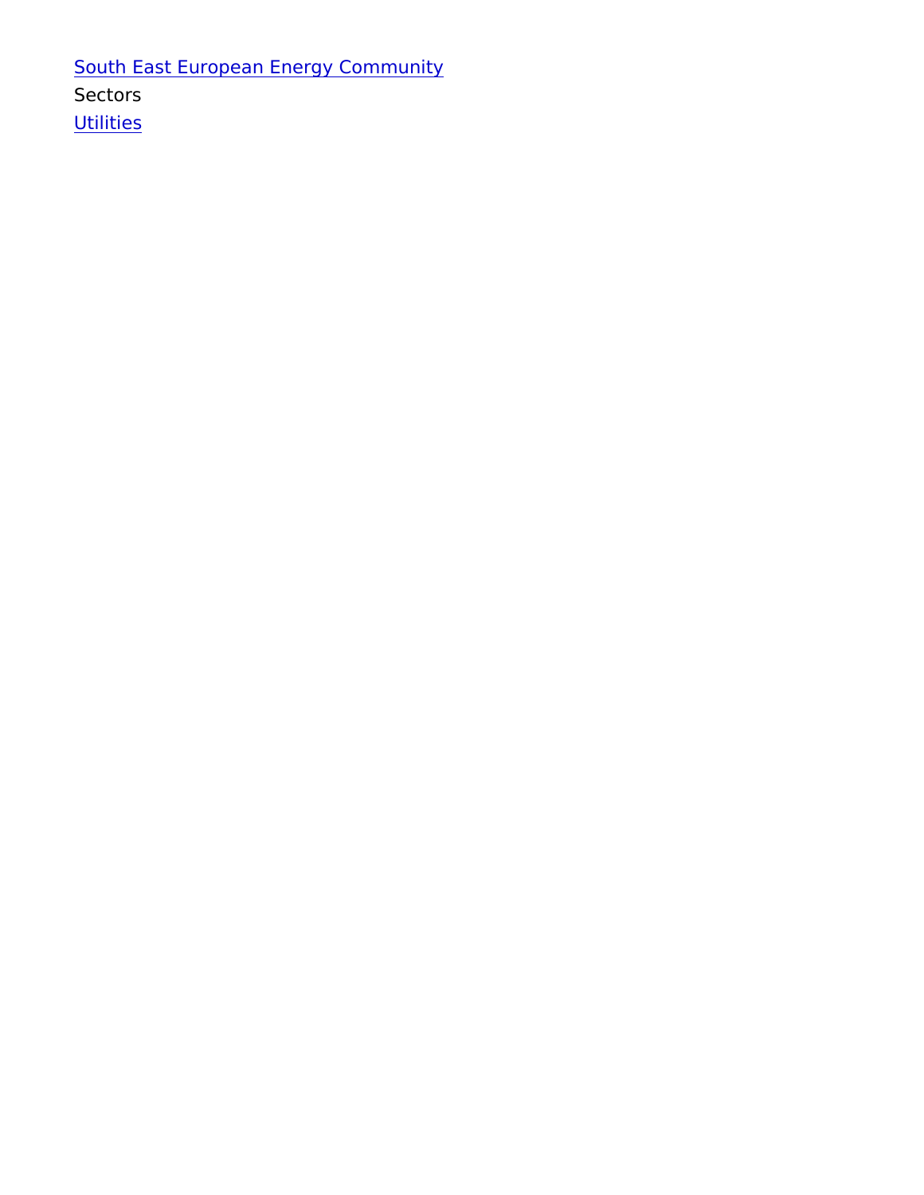[South East European Energy Community]
Sectors
[Utilities]